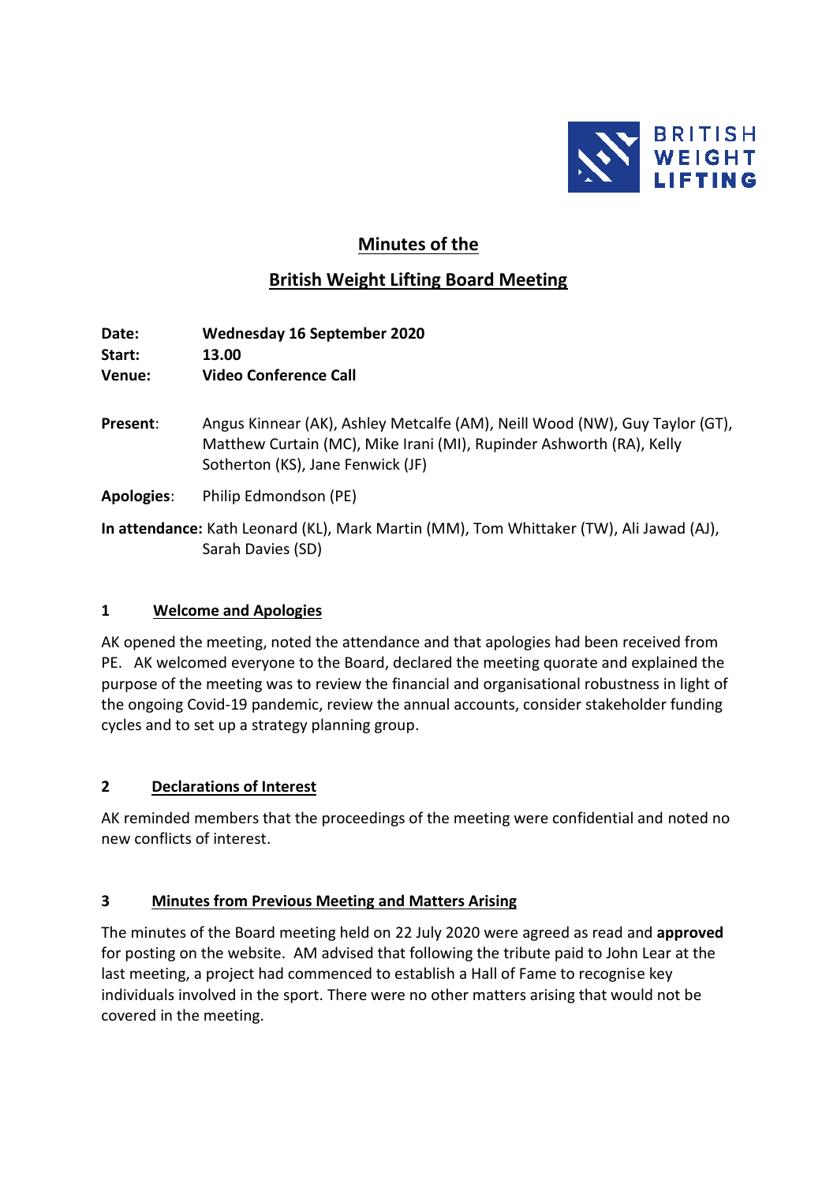# Minutes of the

# British Weight Lifting Board Meeting

**Date:** **Wednesday 16 September 2020**
**Start:** **13.00**
**Venue:** **Video Conference Call**

**Present**: Angus Kinnear (AK), Ashley Metcalfe (AM), Neill Wood (NW), Guy Taylor (GT), Matthew Curtain (MC), Mike Irani (MI), Rupinder Ashworth (RA), Kelly Sotherton (KS), Jane Fenwick (JF)

**Apologies**: Philip Edmondson (PE)

**In attendance:** Kath Leonard (KL), Mark Martin (MM), Tom Whittaker (TW), Ali Jawad (AJ), Sarah Davies (SD)

## 1 Welcome and Apologies

AK opened the meeting, noted the attendance and that apologies had been received from PE. AK welcomed everyone to the Board, declared the meeting quorate and explained the purpose of the meeting was to review the financial and organisational robustness in light of the ongoing Covid-19 pandemic, review the annual accounts, consider stakeholder funding cycles and to set up a strategy planning group.

## 2 Declarations of Interest

AK reminded members that the proceedings of the meeting were confidential and noted no new conflicts of interest.

## 3 Minutes from Previous Meeting and Matters Arising

The minutes of the Board meeting held on 22 July 2020 were agreed as read and **approved** for posting on the website. AM advised that following the tribute paid to John Lear at the last meeting, a project had commenced to establish a Hall of Fame to recognise key individuals involved in the sport. There were no other matters arising that would not be covered in the meeting.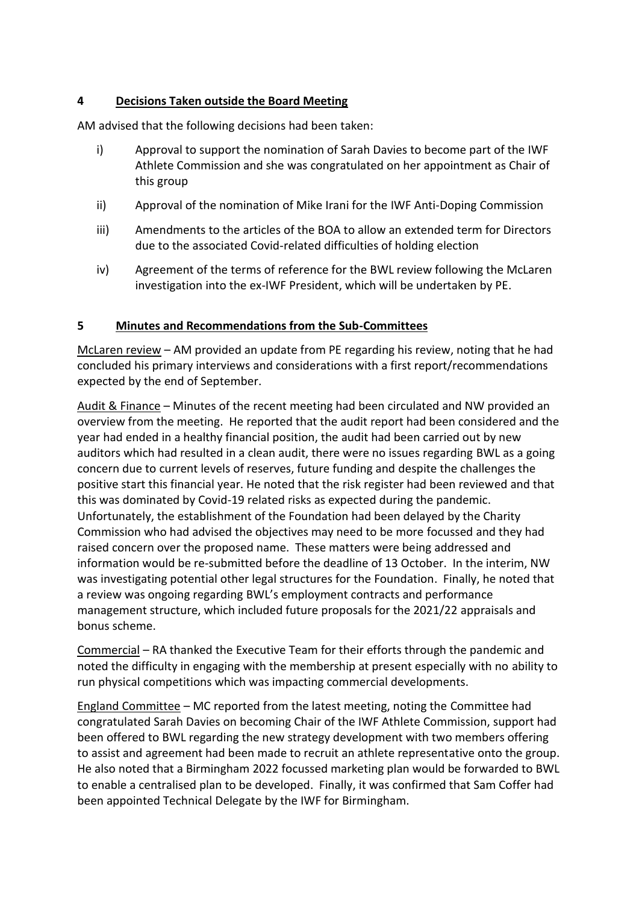## 4 Decisions Taken outside the Board Meeting

AM advised that the following decisions had been taken:

i) Approval to support the nomination of Sarah Davies to become part of the IWF Athlete Commission and she was congratulated on her appointment as Chair of this group

ii) Approval of the nomination of Mike Irani for the IWF Anti-Doping Commission

iii) Amendments to the articles of the BOA to allow an extended term for Directors due to the associated Covid-related difficulties of holding election

iv) Agreement of the terms of reference for the BWL review following the McLaren investigation into the ex-IWF President, which will be undertaken by PE.

## 5 Minutes and Recommendations from the Sub-Committees

McLaren review – AM provided an update from PE regarding his review, noting that he had concluded his primary interviews and considerations with a first report/recommendations expected by the end of September.

Audit & Finance – Minutes of the recent meeting had been circulated and NW provided an overview from the meeting. He reported that the audit report had been considered and the year had ended in a healthy financial position, the audit had been carried out by new auditors which had resulted in a clean audit, there were no issues regarding BWL as a going concern due to current levels of reserves, future funding and despite the challenges the positive start this financial year. He noted that the risk register had been reviewed and that this was dominated by Covid-19 related risks as expected during the pandemic. Unfortunately, the establishment of the Foundation had been delayed by the Charity Commission who had advised the objectives may need to be more focussed and they had raised concern over the proposed name. These matters were being addressed and information would be re-submitted before the deadline of 13 October. In the interim, NW was investigating potential other legal structures for the Foundation. Finally, he noted that a review was ongoing regarding BWL's employment contracts and performance management structure, which included future proposals for the 2021/22 appraisals and bonus scheme.

Commercial – RA thanked the Executive Team for their efforts through the pandemic and noted the difficulty in engaging with the membership at present especially with no ability to run physical competitions which was impacting commercial developments.

England Committee – MC reported from the latest meeting, noting the Committee had congratulated Sarah Davies on becoming Chair of the IWF Athlete Commission, support had been offered to BWL regarding the new strategy development with two members offering to assist and agreement had been made to recruit an athlete representative onto the group. He also noted that a Birmingham 2022 focussed marketing plan would be forwarded to BWL to enable a centralised plan to be developed. Finally, it was confirmed that Sam Coffer had been appointed Technical Delegate by the IWF for Birmingham.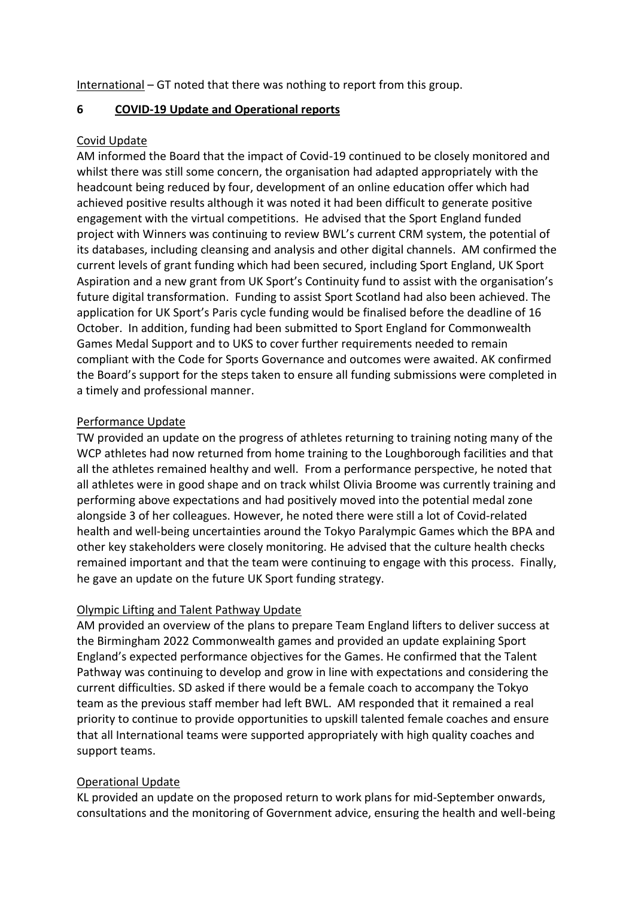<u>International</u> – GT noted that there was nothing to report from this group.

## 6 COVID-19 Update and Operational reports

<u>Covid Update</u>

AM informed the Board that the impact of Covid-19 continued to be closely monitored and whilst there was still some concern, the organisation had adapted appropriately with the headcount being reduced by four, development of an online education offer which had achieved positive results although it was noted it had been difficult to generate positive engagement with the virtual competitions. He advised that the Sport England funded project with Winners was continuing to review BWL's current CRM system, the potential of its databases, including cleansing and analysis and other digital channels. AM confirmed the current levels of grant funding which had been secured, including Sport England, UK Sport Aspiration and a new grant from UK Sport's Continuity fund to assist with the organisation's future digital transformation. Funding to assist Sport Scotland had also been achieved. The application for UK Sport's Paris cycle funding would be finalised before the deadline of 16 October. In addition, funding had been submitted to Sport England for Commonwealth Games Medal Support and to UKS to cover further requirements needed to remain compliant with the Code for Sports Governance and outcomes were awaited. AK confirmed the Board's support for the steps taken to ensure all funding submissions were completed in a timely and professional manner.

<u>Performance Update</u>

TW provided an update on the progress of athletes returning to training noting many of the WCP athletes had now returned from home training to the Loughborough facilities and that all the athletes remained healthy and well. From a performance perspective, he noted that all athletes were in good shape and on track whilst Olivia Broome was currently training and performing above expectations and had positively moved into the potential medal zone alongside 3 of her colleagues. However, he noted there were still a lot of Covid-related health and well-being uncertainties around the Tokyo Paralympic Games which the BPA and other key stakeholders were closely monitoring. He advised that the culture health checks remained important and that the team were continuing to engage with this process. Finally, he gave an update on the future UK Sport funding strategy.

<u>Olympic Lifting and Talent Pathway Update</u>

AM provided an overview of the plans to prepare Team England lifters to deliver success at the Birmingham 2022 Commonwealth games and provided an update explaining Sport England's expected performance objectives for the Games. He confirmed that the Talent Pathway was continuing to develop and grow in line with expectations and considering the current difficulties. SD asked if there would be a female coach to accompany the Tokyo team as the previous staff member had left BWL. AM responded that it remained a real priority to continue to provide opportunities to upskill talented female coaches and ensure that all International teams were supported appropriately with high quality coaches and support teams.

<u>Operational Update</u>

KL provided an update on the proposed return to work plans for mid-September onwards, consultations and the monitoring of Government advice, ensuring the health and well-being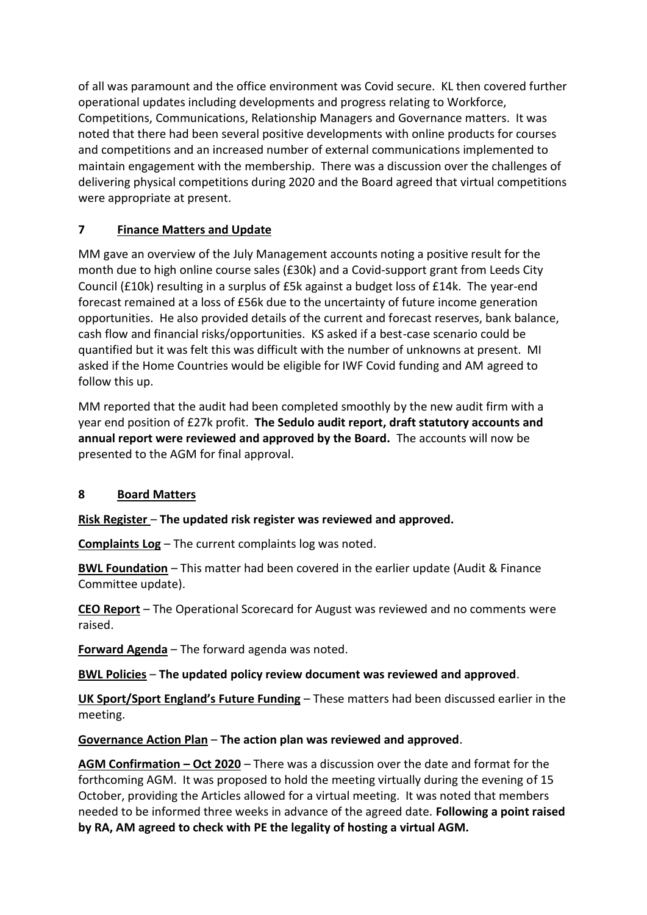of all was paramount and the office environment was Covid secure. KL then covered further operational updates including developments and progress relating to Workforce, Competitions, Communications, Relationship Managers and Governance matters. It was noted that there had been several positive developments with online products for courses and competitions and an increased number of external communications implemented to maintain engagement with the membership. There was a discussion over the challenges of delivering physical competitions during 2020 and the Board agreed that virtual competitions were appropriate at present.

## 7 Finance Matters and Update

MM gave an overview of the July Management accounts noting a positive result for the month due to high online course sales (£30k) and a Covid-support grant from Leeds City Council (£10k) resulting in a surplus of £5k against a budget loss of £14k. The year-end forecast remained at a loss of £56k due to the uncertainty of future income generation opportunities. He also provided details of the current and forecast reserves, bank balance, cash flow and financial risks/opportunities. KS asked if a best-case scenario could be quantified but it was felt this was difficult with the number of unknowns at present. MI asked if the Home Countries would be eligible for IWF Covid funding and AM agreed to follow this up.

MM reported that the audit had been completed smoothly by the new audit firm with a year end position of £27k profit. **The Sedulo audit report, draft statutory accounts and annual report were reviewed and approved by the Board.** The accounts will now be presented to the AGM for final approval.

## 8 Board Matters

**Risk Register** – **The updated risk register was reviewed and approved.**

**Complaints Log** – The current complaints log was noted.

**BWL Foundation** – This matter had been covered in the earlier update (Audit & Finance Committee update).

**CEO Report** – The Operational Scorecard for August was reviewed and no comments were raised.

**Forward Agenda** – The forward agenda was noted.

**BWL Policies** – **The updated policy review document was reviewed and approved**.

**UK Sport/Sport England's Future Funding** – These matters had been discussed earlier in the meeting.

**Governance Action Plan** – **The action plan was reviewed and approved**.

**AGM Confirmation – Oct 2020** – There was a discussion over the date and format for the forthcoming AGM. It was proposed to hold the meeting virtually during the evening of 15 October, providing the Articles allowed for a virtual meeting. It was noted that members needed to be informed three weeks in advance of the agreed date. **Following a point raised by RA, AM agreed to check with PE the legality of hosting a virtual AGM.**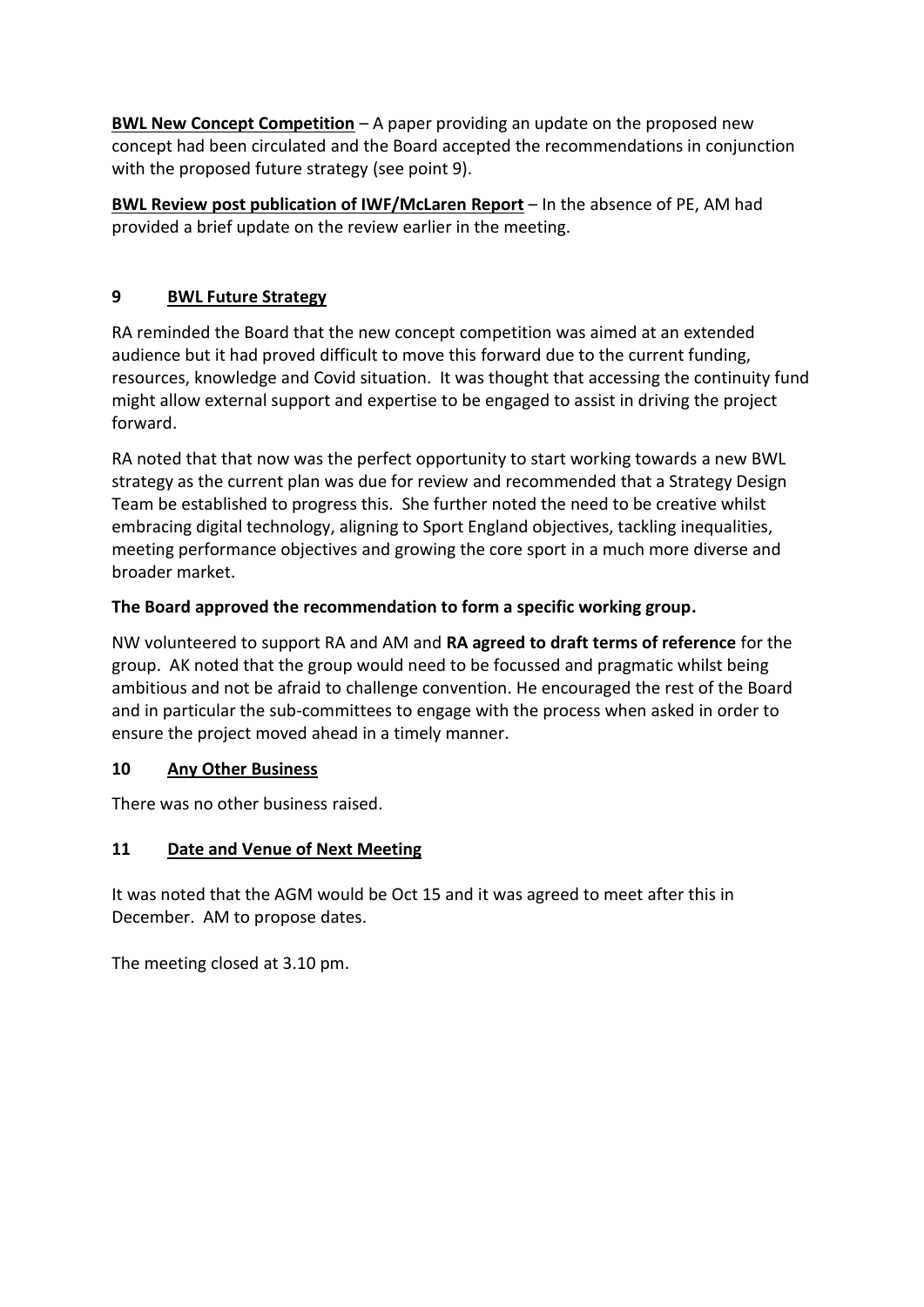**<u>BWL New Concept Competition</u>** – A paper providing an update on the proposed new concept had been circulated and the Board accepted the recommendations in conjunction with the proposed future strategy (see point 9).

**<u>BWL Review post publication of IWF/McLaren Report</u>** – In the absence of PE, AM had provided a brief update on the review earlier in the meeting.

## 9 <u>BWL Future Strategy</u>

RA reminded the Board that the new concept competition was aimed at an extended audience but it had proved difficult to move this forward due to the current funding, resources, knowledge and Covid situation. It was thought that accessing the continuity fund might allow external support and expertise to be engaged to assist in driving the project forward.

RA noted that that now was the perfect opportunity to start working towards a new BWL strategy as the current plan was due for review and recommended that a Strategy Design Team be established to progress this. She further noted the need to be creative whilst embracing digital technology, aligning to Sport England objectives, tackling inequalities, meeting performance objectives and growing the core sport in a much more diverse and broader market.

**The Board approved the recommendation to form a specific working group.**

NW volunteered to support RA and AM and **RA agreed to draft terms of reference** for the group. AK noted that the group would need to be focussed and pragmatic whilst being ambitious and not be afraid to challenge convention. He encouraged the rest of the Board and in particular the sub-committees to engage with the process when asked in order to ensure the project moved ahead in a timely manner.

## 10 <u>Any Other Business</u>

There was no other business raised.

## 11 <u>Date and Venue of Next Meeting</u>

It was noted that the AGM would be Oct 15 and it was agreed to meet after this in December. AM to propose dates.

The meeting closed at 3.10 pm.